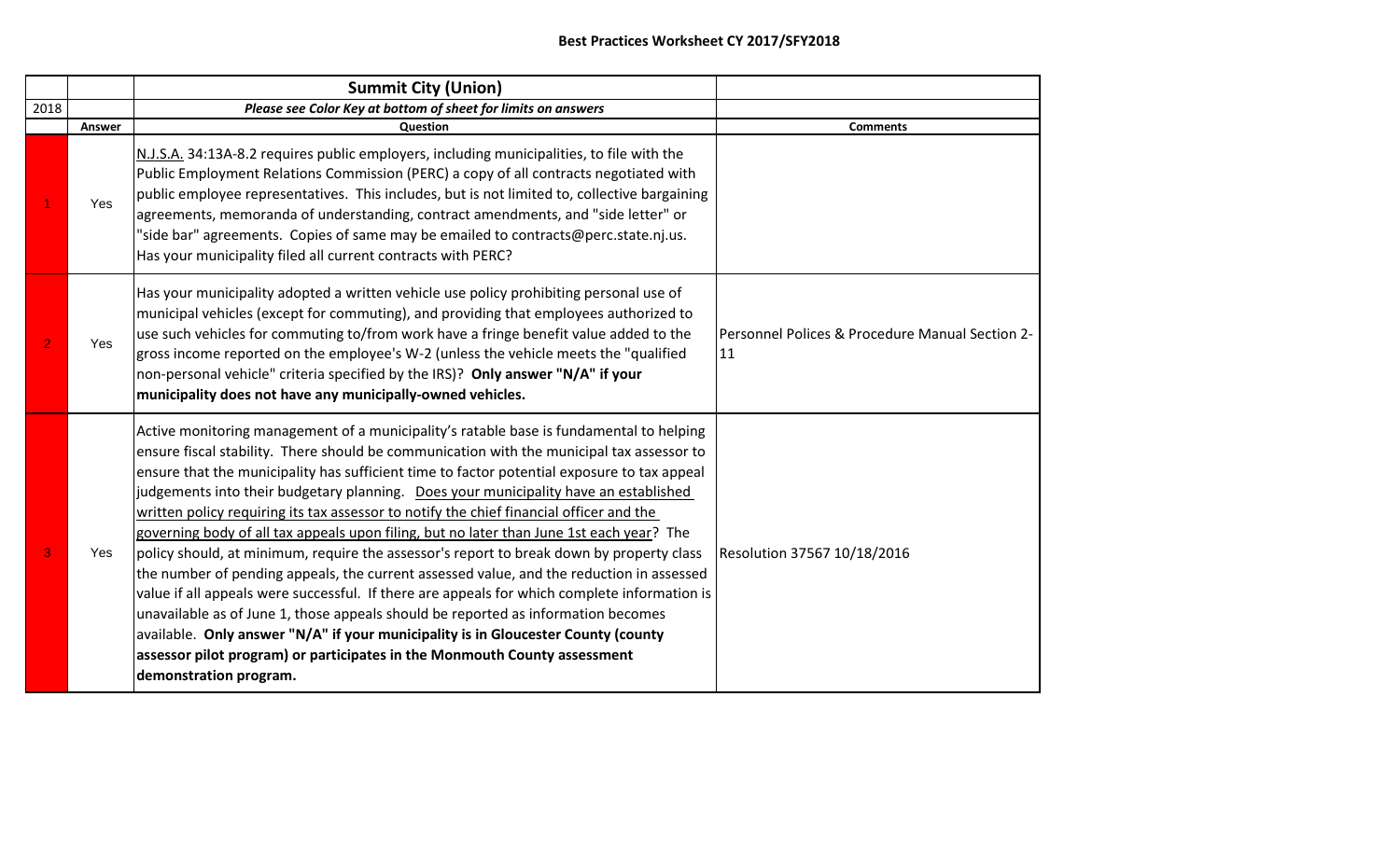## Best Practices Worksheet CY 2017/SFY2018

| | | Summit City (Union) | |
|---|---|---|---|
| 2018 | | *Please see Color Key at bottom of sheet for limits on answers* | |
| | **Answer** | **Question** | **Comments** |
| 1 | Yes | N.J.S.A. 34:13A-8.2 requires public employers, including municipalities, to file with the Public Employment Relations Commission (PERC) a copy of all contracts negotiated with public employee representatives. This includes, but is not limited to, collective bargaining agreements, memoranda of understanding, contract amendments, and "side letter" or "side bar" agreements. Copies of same may be emailed to contracts@perc.state.nj.us. Has your municipality filed all current contracts with PERC? | |
| 2 | Yes | Has your municipality adopted a written vehicle use policy prohibiting personal use of municipal vehicles (except for commuting), and providing that employees authorized to use such vehicles for commuting to/from work have a fringe benefit value added to the gross income reported on the employee's W-2 (unless the vehicle meets the "qualified non-personal vehicle" criteria specified by the IRS)? **Only answer "N/A" if your municipality does not have any municipally-owned vehicles.** | Personnel Polices & Procedure Manual Section 2-11 |
| 3 | Yes | Active monitoring management of a municipality's ratable base is fundamental to helping ensure fiscal stability. There should be communication with the municipal tax assessor to ensure that the municipality has sufficient time to factor potential exposure to tax appeal judgements into their budgetary planning. Does your municipality have an established written policy requiring its tax assessor to notify the chief financial officer and the governing body of all tax appeals upon filing, but no later than June 1st each year? The policy should, at minimum, require the assessor's report to break down by property class the number of pending appeals, the current assessed value, and the reduction in assessed value if all appeals were successful. If there are appeals for which complete information is unavailable as of June 1, those appeals should be reported as information becomes available. **Only answer "N/A" if your municipality is in Gloucester County (county assessor pilot program) or participates in the Monmouth County assessment demonstration program.** | Resolution 37567 10/18/2016 |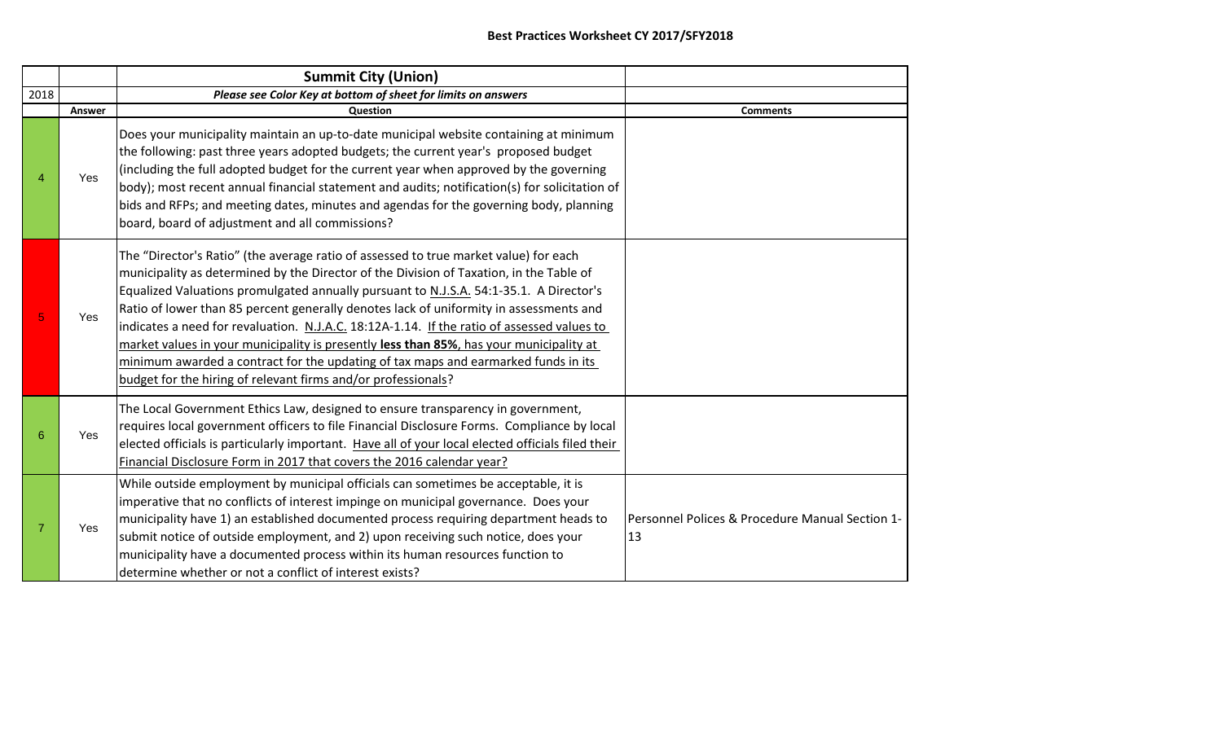**Best Practices Worksheet CY 2017/SFY2018**

| | | **Summit City (Union)** | |
|---|---|---|---|
| 2018 | | ***Please see Color Key at bottom of sheet for limits on answers*** | |
| | **Answer** | **Question** | **Comments** |
| 4 | Yes | Does your municipality maintain an up-to-date municipal website containing at minimum the following: past three years adopted budgets; the current year's proposed budget (including the full adopted budget for the current year when approved by the governing body); most recent annual financial statement and audits; notification(s) for solicitation of bids and RFPs; and meeting dates, minutes and agendas for the governing body, planning board, board of adjustment and all commissions? | |
| 5 | Yes | The "Director's Ratio" (the average ratio of assessed to true market value) for each municipality as determined by the Director of the Division of Taxation, in the Table of Equalized Valuations promulgated annually pursuant to N.J.S.A. 54:1-35.1. A Director's Ratio of lower than 85 percent generally denotes lack of uniformity in assessments and indicates a need for revaluation. N.J.A.C. 18:12A-1.14. If the ratio of assessed values to market values in your municipality is presently **less than 85%**, has your municipality at minimum awarded a contract for the updating of tax maps and earmarked funds in its budget for the hiring of relevant firms and/or professionals? | |
| 6 | Yes | The Local Government Ethics Law, designed to ensure transparency in government, requires local government officers to file Financial Disclosure Forms. Compliance by local elected officials is particularly important. Have all of your local elected officials filed their Financial Disclosure Form in 2017 that covers the 2016 calendar year? | |
| 7 | Yes | While outside employment by municipal officials can sometimes be acceptable, it is imperative that no conflicts of interest impinge on municipal governance. Does your municipality have 1) an established documented process requiring department heads to submit notice of outside employment, and 2) upon receiving such notice, does your municipality have a documented process within its human resources function to determine whether or not a conflict of interest exists? | Personnel Polices & Procedure Manual Section 1-13 |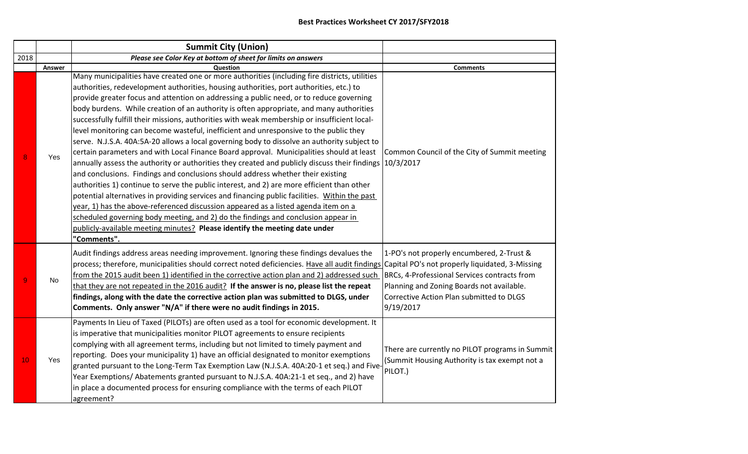## Best Practices Worksheet CY 2017/SFY2018

| | | Summit City (Union) | |
|---|---|---|---|
| 2018 | | *Please see Color Key at bottom of sheet for limits on answers* | |
| | **Answer** | **Question** | **Comments** |
| 8 | Yes | Many municipalities have created one or more authorities (including fire districts, utilities authorities, redevelopment authorities, housing authorities, port authorities, etc.) to provide greater focus and attention on addressing a public need, or to reduce governing body burdens. While creation of an authority is often appropriate, and many authorities successfully fulfill their missions, authorities with weak membership or insufficient local-level monitoring can become wasteful, inefficient and unresponsive to the public they serve. N.J.S.A. 40A:5A-20 allows a local governing body to dissolve an authority subject to certain parameters and with Local Finance Board approval. Municipalities should at least annually assess the authority or authorities they created and publicly discuss their findings and conclusions. Findings and conclusions should address whether their existing authorities 1) continue to serve the public interest, and 2) are more efficient than other potential alternatives in providing services and financing public facilities. Within the past year, 1) has the above-referenced discussion appeared as a listed agenda item on a scheduled governing body meeting, and 2) do the findings and conclusion appear in publicly-available meeting minutes? **Please identify the meeting date under "Comments".** | Common Council of the City of Summit meeting 10/3/2017 |
| 9 | No | Audit findings address areas needing improvement. Ignoring these findings devalues the process; therefore, municipalities should correct noted deficiencies. Have all audit findings from the 2015 audit been 1) identified in the corrective action plan and 2) addressed such that they are not repeated in the 2016 audit? **If the answer is no, please list the repeat findings, along with the date the corrective action plan was submitted to DLGS, under Comments. Only answer "N/A" if there were no audit findings in 2015.** | 1-PO's not properly encumbered, 2-Trust & Capital PO's not properly liquidated, 3-Missing BRCs, 4-Professional Services contracts from Planning and Zoning Boards not available. Corrective Action Plan submitted to DLGS 9/19/2017 |
| 10 | Yes | Payments In Lieu of Taxed (PILOTs) are often used as a tool for economic development. It is imperative that municipalities monitor PILOT agreements to ensure recipients complying with all agreement terms, including but not limited to timely payment and reporting. Does your municipality 1) have an official designated to monitor exemptions granted pursuant to the Long-Term Tax Exemption Law (N.J.S.A. 40A:20-1 et seq.) and Five-Year Exemptions/ Abatements granted pursuant to N.J.S.A. 40A:21-1 et seq., and 2) have in place a documented process for ensuring compliance with the terms of each PILOT agreement? | There are currently no PILOT programs in Summit (Summit Housing Authority is tax exempt not a PILOT.) |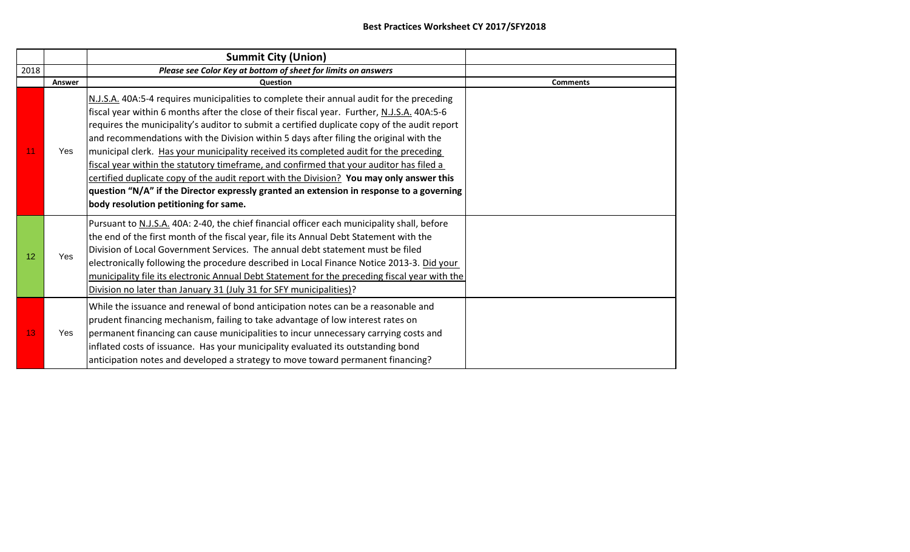## Best Practices Worksheet CY 2017/SFY2018

| | | Summit City (Union) | |
|---|---|---|---|
| 2018 | | ***Please see Color Key at bottom of sheet for limits on answers*** | |
| | **Answer** | **Question** | **Comments** |
| 11 | Yes | N.J.S.A. 40A:5-4 requires municipalities to complete their annual audit for the preceding fiscal year within 6 months after the close of their fiscal year. Further, N.J.S.A. 40A:5-6 requires the municipality's auditor to submit a certified duplicate copy of the audit report and recommendations with the Division within 5 days after filing the original with the municipal clerk. Has your municipality received its completed audit for the preceding fiscal year within the statutory timeframe, and confirmed that your auditor has filed a certified duplicate copy of the audit report with the Division? **You may only answer this question "N/A" if the Director expressly granted an extension in response to a governing body resolution petitioning for same.** | |
| 12 | Yes | Pursuant to N.J.S.A. 40A: 2-40, the chief financial officer each municipality shall, before the end of the first month of the fiscal year, file its Annual Debt Statement with the Division of Local Government Services. The annual debt statement must be filed electronically following the procedure described in Local Finance Notice 2013-3. Did your municipality file its electronic Annual Debt Statement for the preceding fiscal year with the Division no later than January 31 (July 31 for SFY municipalities)? | |
| 13 | Yes | While the issuance and renewal of bond anticipation notes can be a reasonable and prudent financing mechanism, failing to take advantage of low interest rates on permanent financing can cause municipalities to incur unnecessary carrying costs and inflated costs of issuance. Has your municipality evaluated its outstanding bond anticipation notes and developed a strategy to move toward permanent financing? | |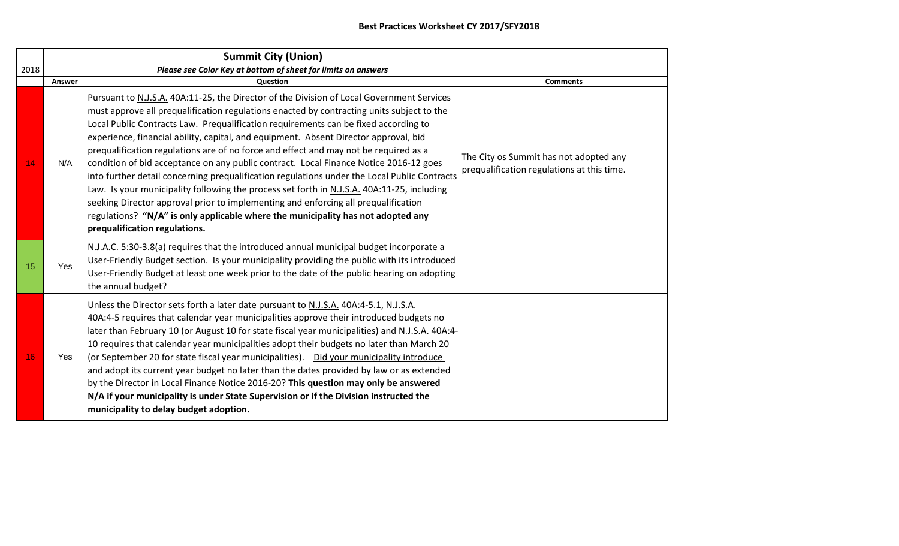## Best Practices Worksheet CY 2017/SFY2018

| | | Summit City (Union) | |
|---|---|---|---|
| 2018 | | *Please see Color Key at bottom of sheet for limits on answers* | |
| | **Answer** | **Question** | **Comments** |
| 14 | N/A | Pursuant to N.J.S.A. 40A:11-25, the Director of the Division of Local Government Services must approve all prequalification regulations enacted by contracting units subject to the Local Public Contracts Law. Prequalification requirements can be fixed according to experience, financial ability, capital, and equipment. Absent Director approval, bid prequalification regulations are of no force and effect and may not be required as a condition of bid acceptance on any public contract. Local Finance Notice 2016-12 goes into further detail concerning prequalification regulations under the Local Public Contracts Law. Is your municipality following the process set forth in N.J.S.A. 40A:11-25, including seeking Director approval prior to implementing and enforcing all prequalification regulations? **"N/A" is only applicable where the municipality has not adopted any prequalification regulations.** | The City os Summit has not adopted any prequalification regulations at this time. |
| 15 | Yes | N.J.A.C. 5:30-3.8(a) requires that the introduced annual municipal budget incorporate a User-Friendly Budget section. Is your municipality providing the public with its introduced User-Friendly Budget at least one week prior to the date of the public hearing on adopting the annual budget? | |
| 16 | Yes | Unless the Director sets forth a later date pursuant to N.J.S.A. 40A:4-5.1, N.J.S.A. 40A:4-5 requires that calendar year municipalities approve their introduced budgets no later than February 10 (or August 10 for state fiscal year municipalities) and N.J.S.A. 40A:4-10 requires that calendar year municipalities adopt their budgets no later than March 20 (or September 20 for state fiscal year municipalities). Did your municipality introduce and adopt its current year budget no later than the dates provided by law or as extended by the Director in Local Finance Notice 2016-20? **This question may only be answered N/A if your municipality is under State Supervision or if the Division instructed the municipality to delay budget adoption.** | |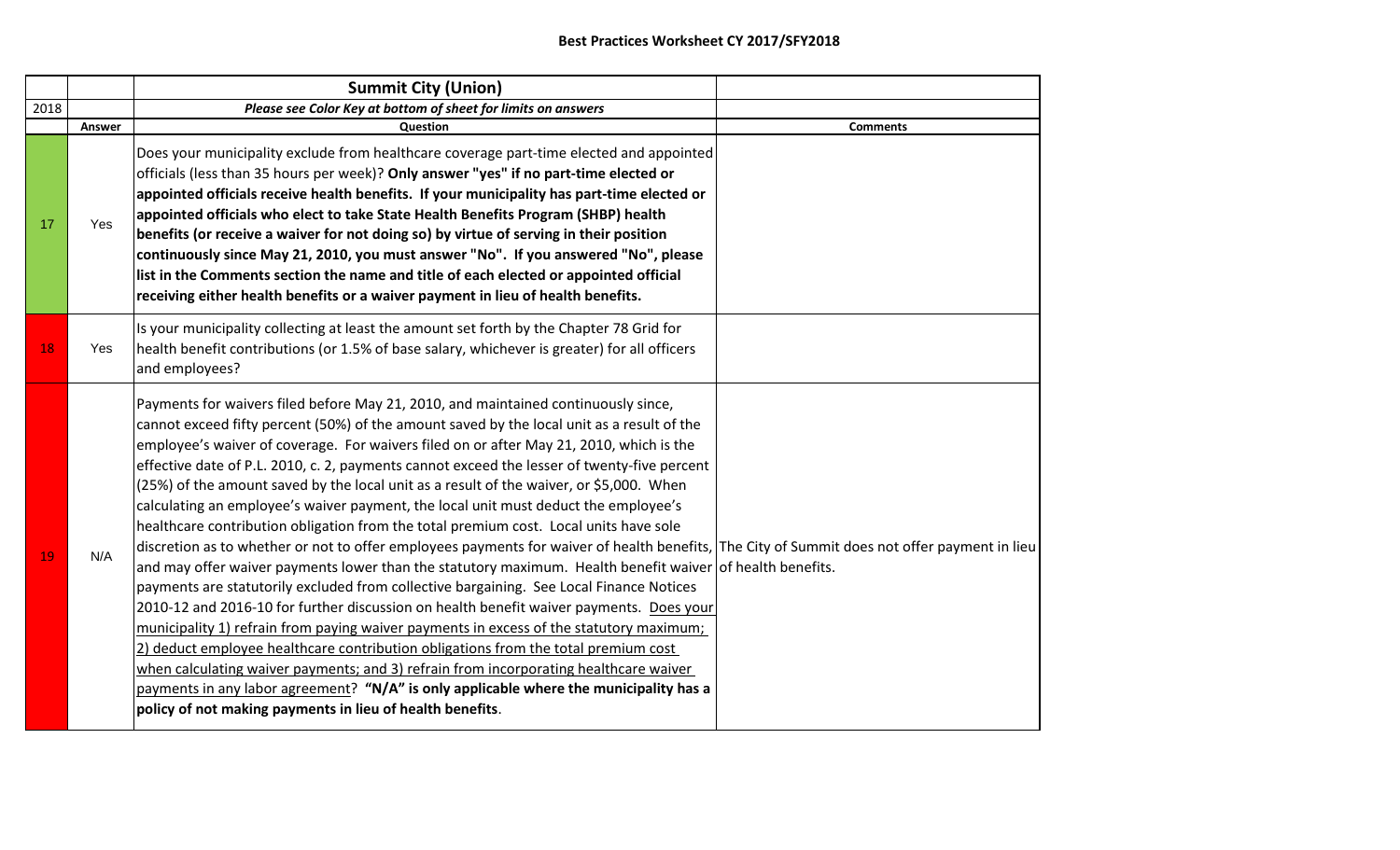## Best Practices Worksheet CY 2017/SFY2018

| | | Summit City (Union) | |
|---|---|---|---|
| 2018 | | *Please see Color Key at bottom of sheet for limits on answers* | |
| | **Answer** | **Question** | **Comments** |
| 17 | Yes | Does your municipality exclude from healthcare coverage part-time elected and appointed officials (less than 35 hours per week)? **Only answer "yes" if no part-time elected or appointed officials receive health benefits. If your municipality has part-time elected or appointed officials who elect to take State Health Benefits Program (SHBP) health benefits (or receive a waiver for not doing so) by virtue of serving in their position continuously since May 21, 2010, you must answer "No". If you answered "No", please list in the Comments section the name and title of each elected or appointed official receiving either health benefits or a waiver payment in lieu of health benefits.** | |
| 18 | Yes | Is your municipality collecting at least the amount set forth by the Chapter 78 Grid for health benefit contributions (or 1.5% of base salary, whichever is greater) for all officers and employees? | |
| 19 | N/A | Payments for waivers filed before May 21, 2010, and maintained continuously since, cannot exceed fifty percent (50%) of the amount saved by the local unit as a result of the employee's waiver of coverage. For waivers filed on or after May 21, 2010, which is the effective date of P.L. 2010, c. 2, payments cannot exceed the lesser of twenty-five percent (25%) of the amount saved by the local unit as a result of the waiver, or $5,000. When calculating an employee's waiver payment, the local unit must deduct the employee's healthcare contribution obligation from the total premium cost. Local units have sole discretion as to whether or not to offer employees payments for waiver of health benefits, and may offer waiver payments lower than the statutory maximum. Health benefit waiver payments are statutorily excluded from collective bargaining. See Local Finance Notices 2010-12 and 2016-10 for further discussion on health benefit waiver payments. Does your municipality 1) refrain from paying waiver payments in excess of the statutory maximum; 2) deduct employee healthcare contribution obligations from the total premium cost when calculating waiver payments; and 3) refrain from incorporating healthcare waiver payments in any labor agreement? **"N/A" is only applicable where the municipality has a policy of not making payments in lieu of health benefits**. | The City of Summit does not offer payment in lieu of health benefits. |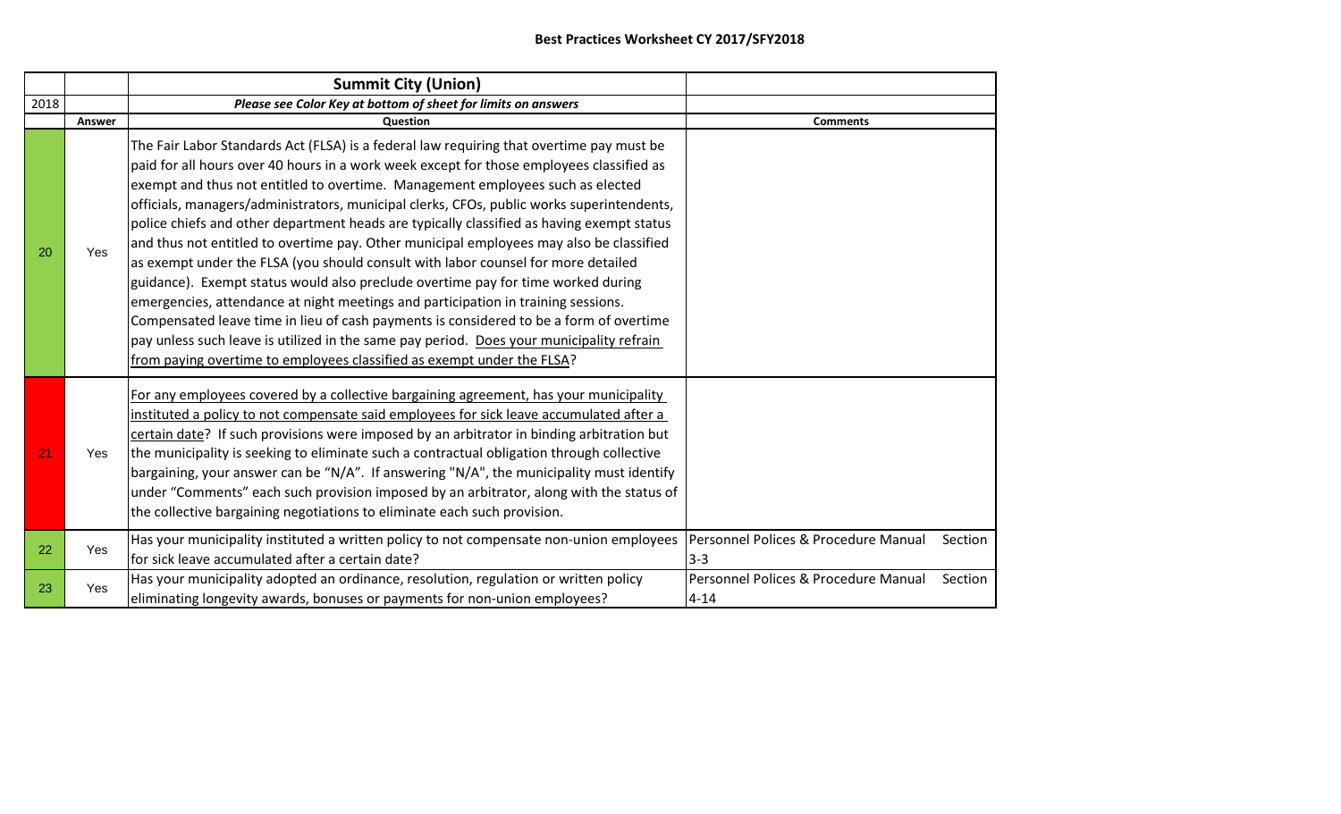## Best Practices Worksheet CY 2017/SFY2018

| | | **Summit City (Union)** | |
|---|---|---|---|
| 2018 | | ***Please see Color Key at bottom of sheet for limits on answers*** | |
| | **Answer** | **Question** | **Comments** |
| 20 | Yes | The Fair Labor Standards Act (FLSA) is a federal law requiring that overtime pay must be paid for all hours over 40 hours in a work week except for those employees classified as exempt and thus not entitled to overtime. Management employees such as elected officials, managers/administrators, municipal clerks, CFOs, public works superintendents, police chiefs and other department heads are typically classified as having exempt status and thus not entitled to overtime pay. Other municipal employees may also be classified as exempt under the FLSA (you should consult with labor counsel for more detailed guidance). Exempt status would also preclude overtime pay for time worked during emergencies, attendance at night meetings and participation in training sessions. Compensated leave time in lieu of cash payments is considered to be a form of overtime pay unless such leave is utilized in the same pay period. Does your municipality refrain from paying overtime to employees classified as exempt under the FLSA? | |
| 21 | Yes | For any employees covered by a collective bargaining agreement, has your municipality instituted a policy to not compensate said employees for sick leave accumulated after a certain date? If such provisions were imposed by an arbitrator in binding arbitration but the municipality is seeking to eliminate such a contractual obligation through collective bargaining, your answer can be "N/A". If answering "N/A", the municipality must identify under "Comments" each such provision imposed by an arbitrator, along with the status of the collective bargaining negotiations to eliminate each such provision. | |
| 22 | Yes | Has your municipality instituted a written policy to not compensate non-union employees for sick leave accumulated after a certain date? | Personnel Polices & Procedure Manual Section 3-3 |
| 23 | Yes | Has your municipality adopted an ordinance, resolution, regulation or written policy eliminating longevity awards, bonuses or payments for non-union employees? | Personnel Polices & Procedure Manual Section 4-14 |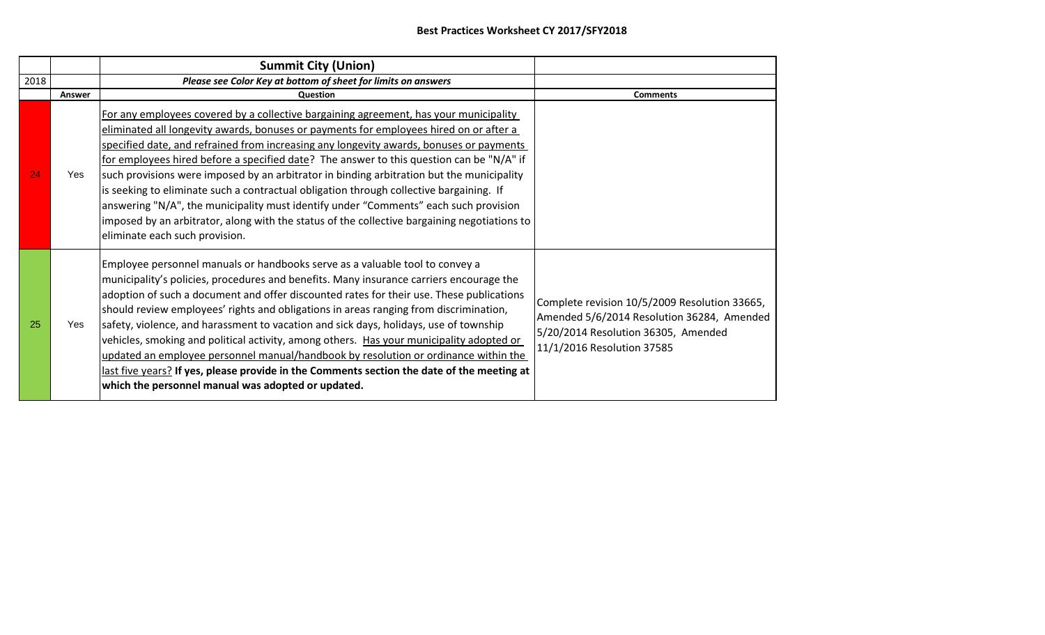## Best Practices Worksheet CY 2017/SFY2018

| | | Summit City (Union) | |
|---|---|---|---|
| 2018 | | *Please see Color Key at bottom of sheet for limits on answers* | |
| | **Answer** | **Question** | **Comments** |
| 24 | Yes | For any employees covered by a collective bargaining agreement, has your municipality eliminated all longevity awards, bonuses or payments for employees hired on or after a specified date, and refrained from increasing any longevity awards, bonuses or payments for employees hired before a specified date? The answer to this question can be "N/A" if such provisions were imposed by an arbitrator in binding arbitration but the municipality is seeking to eliminate such a contractual obligation through collective bargaining. If answering "N/A", the municipality must identify under "Comments" each such provision imposed by an arbitrator, along with the status of the collective bargaining negotiations to eliminate each such provision. | |
| 25 | Yes | Employee personnel manuals or handbooks serve as a valuable tool to convey a municipality's policies, procedures and benefits. Many insurance carriers encourage the adoption of such a document and offer discounted rates for their use. These publications should review employees' rights and obligations in areas ranging from discrimination, safety, violence, and harassment to vacation and sick days, holidays, use of township vehicles, smoking and political activity, among others. Has your municipality adopted or updated an employee personnel manual/handbook by resolution or ordinance within the last five years? **If yes, please provide in the Comments section the date of the meeting at which the personnel manual was adopted or updated.** | Complete revision 10/5/2009 Resolution 33665, Amended 5/6/2014 Resolution 36284, Amended 5/20/2014 Resolution 36305, Amended 11/1/2016 Resolution 37585 |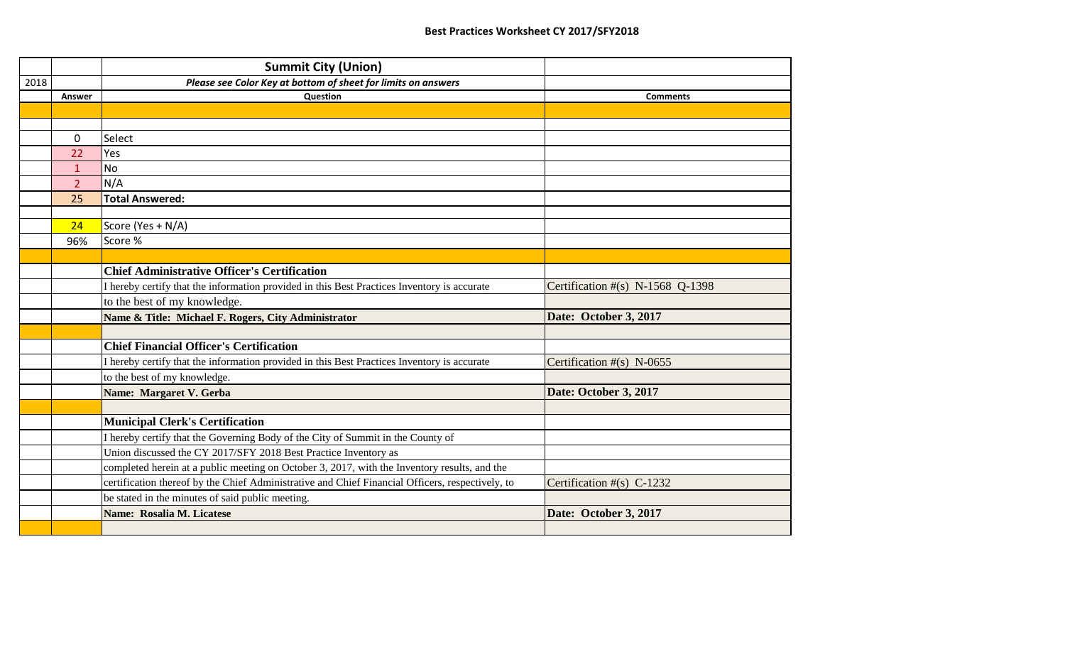## Best Practices Worksheet CY 2017/SFY2018

| | | Summit City (Union) | |
|---|---|---|---|
| 2018 | | *Please see Color Key at bottom of sheet for limits on answers* | |
| | **Answer** | **Question** | **Comments** |
| | | | |
| | | | |
| | 0 | Select | |
| | 22 | Yes | |
| | 1 | No | |
| | 2 | N/A | |
| | 25 | **Total Answered:** | |
| | | | |
| | 24 | Score (Yes + N/A) | |
| | 96% | Score % | |
| | | | |
| | | **Chief Administrative Officer's Certification** | |
| | | I hereby certify that the information provided in this Best Practices Inventory is accurate | Certification #(s) N-1568 Q-1398 |
| | | to the best of my knowledge. | |
| | | **Name & Title: Michael F. Rogers, City Administrator** | **Date: October 3, 2017** |
| | | | |
| | | **Chief Financial Officer's Certification** | |
| | | I hereby certify that the information provided in this Best Practices Inventory is accurate | Certification #(s) N-0655 |
| | | to the best of my knowledge. | |
| | | **Name: Margaret V. Gerba** | **Date: October 3, 2017** |
| | | | |
| | | **Municipal Clerk's Certification** | |
| | | I hereby certify that the Governing Body of the City of Summit in the County of | |
| | | Union discussed the CY 2017/SFY 2018 Best Practice Inventory as | |
| | | completed herein at a public meeting on October 3, 2017, with the Inventory results, and the | |
| | | certification thereof by the Chief Administrative and Chief Financial Officers, respectively, to | Certification #(s) C-1232 |
| | | be stated in the minutes of said public meeting. | |
| | | **Name: Rosalia M. Licatese** | **Date: October 3, 2017** |
| | | | |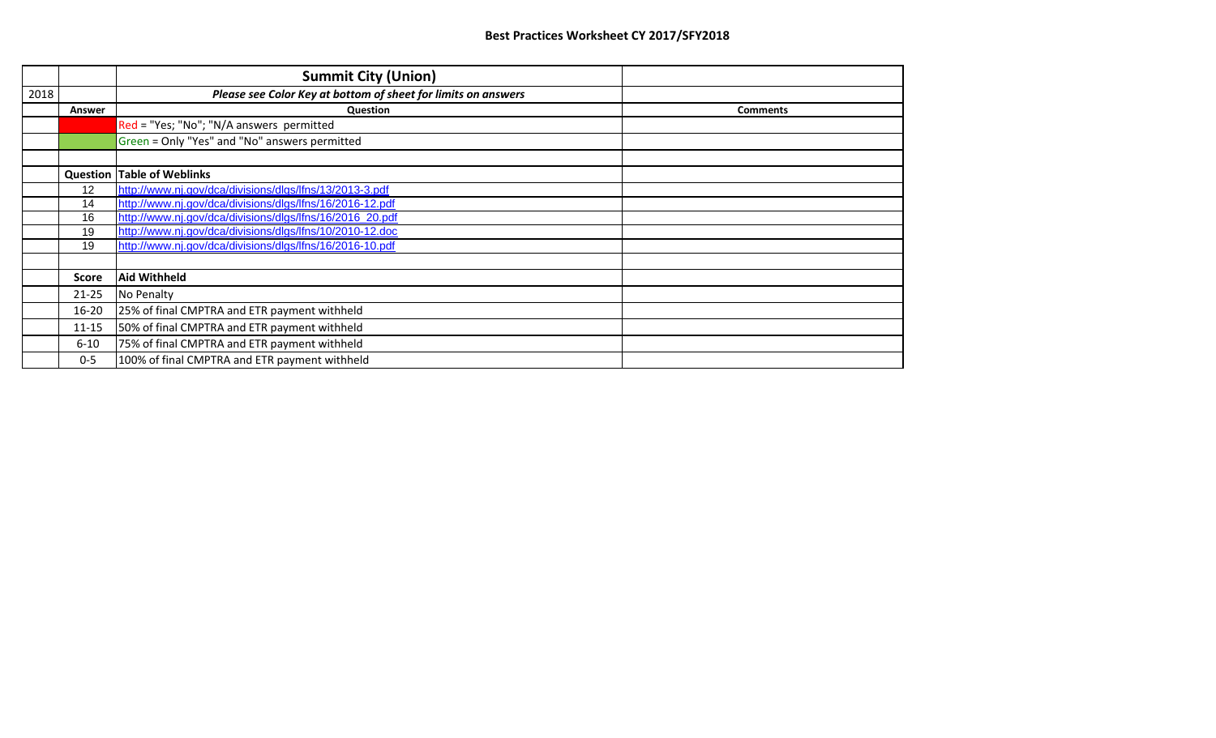## Best Practices Worksheet CY 2017/SFY2018

| | | | |
|---|---|---|---|
| | | **Summit City (Union)** | |
| 2018 | | ***Please see Color Key at bottom of sheet for limits on answers*** | |
| | **Answer** | **Question** | **Comments** |
| | | Red = "Yes; "No"; "N/A answers permitted | |
| | | Green = Only "Yes" and "No" answers permitted | |
| | | | |
| | **Question** | **Table of Weblinks** | |
| | 12 | http://www.nj.gov/dca/divisions/dlgs/lfns/13/2013-3.pdf | |
| | 14 | http://www.nj.gov/dca/divisions/dlgs/lfns/16/2016-12.pdf | |
| | 16 | http://www.nj.gov/dca/divisions/dlgs/lfns/16/2016_20.pdf | |
| | 19 | http://www.nj.gov/dca/divisions/dlgs/lfns/10/2010-12.doc | |
| | 19 | http://www.nj.gov/dca/divisions/dlgs/lfns/16/2016-10.pdf | |
| | | | |
| | **Score** | **Aid Withheld** | |
| | 21-25 | No Penalty | |
| | 16-20 | 25% of final CMPTRA and ETR payment withheld | |
| | 11-15 | 50% of final CMPTRA and ETR payment withheld | |
| | 6-10 | 75% of final CMPTRA and ETR payment withheld | |
| | 0-5 | 100% of final CMPTRA and ETR payment withheld | |